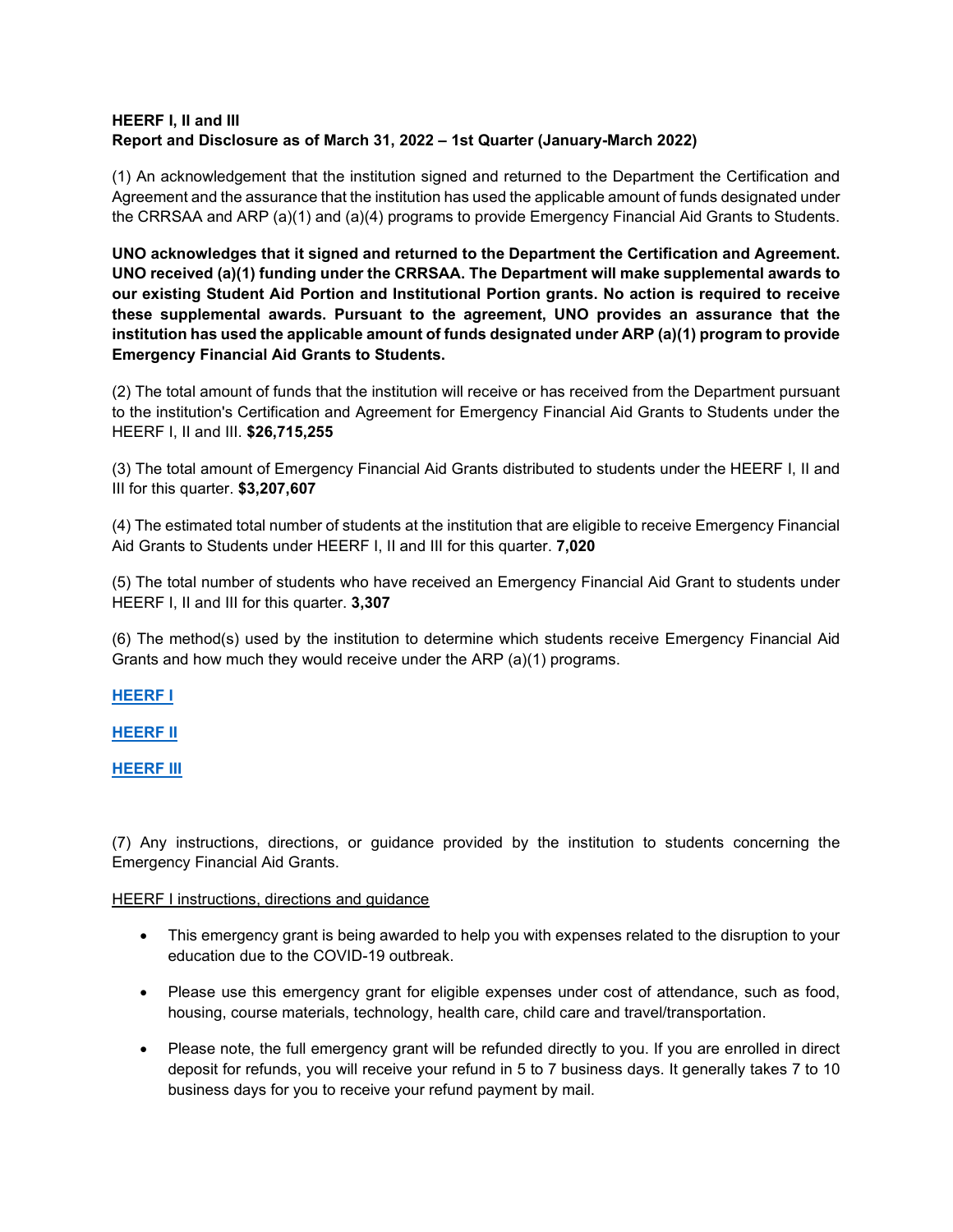**HEERF I, II and III**
**Report and Disclosure as of March 31, 2022 – 1st Quarter (January-March 2022)**

(1) An acknowledgement that the institution signed and returned to the Department the Certification and Agreement and the assurance that the institution has used the applicable amount of funds designated under the CRRSAA and ARP (a)(1) and (a)(4) programs to provide Emergency Financial Aid Grants to Students.

**UNO acknowledges that it signed and returned to the Department the Certification and Agreement. UNO received (a)(1) funding under the CRRSAA. The Department will make supplemental awards to our existing Student Aid Portion and Institutional Portion grants. No action is required to receive these supplemental awards. Pursuant to the agreement, UNO provides an assurance that the institution has used the applicable amount of funds designated under ARP (a)(1) program to provide Emergency Financial Aid Grants to Students.**

(2) The total amount of funds that the institution will receive or has received from the Department pursuant to the institution's Certification and Agreement for Emergency Financial Aid Grants to Students under the HEERF I, II and III. **$26,715,255**

(3) The total amount of Emergency Financial Aid Grants distributed to students under the HEERF I, II and III for this quarter. **$3,207,607**

(4) The estimated total number of students at the institution that are eligible to receive Emergency Financial Aid Grants to Students under HEERF I, II and III for this quarter. **7,020**

(5) The total number of students who have received an Emergency Financial Aid Grant to students under HEERF I, II and III for this quarter. **3,307**

(6) The method(s) used by the institution to determine which students receive Emergency Financial Aid Grants and how much they would receive under the ARP (a)(1) programs.

**HEERF I**

**HEERF II**

**HEERF III**

(7) Any instructions, directions, or guidance provided by the institution to students concerning the Emergency Financial Aid Grants.

HEERF I instructions, directions and guidance

- This emergency grant is being awarded to help you with expenses related to the disruption to your education due to the COVID-19 outbreak.
- Please use this emergency grant for eligible expenses under cost of attendance, such as food, housing, course materials, technology, health care, child care and travel/transportation.
- Please note, the full emergency grant will be refunded directly to you. If you are enrolled in direct deposit for refunds, you will receive your refund in 5 to 7 business days. It generally takes 7 to 10 business days for you to receive your refund payment by mail.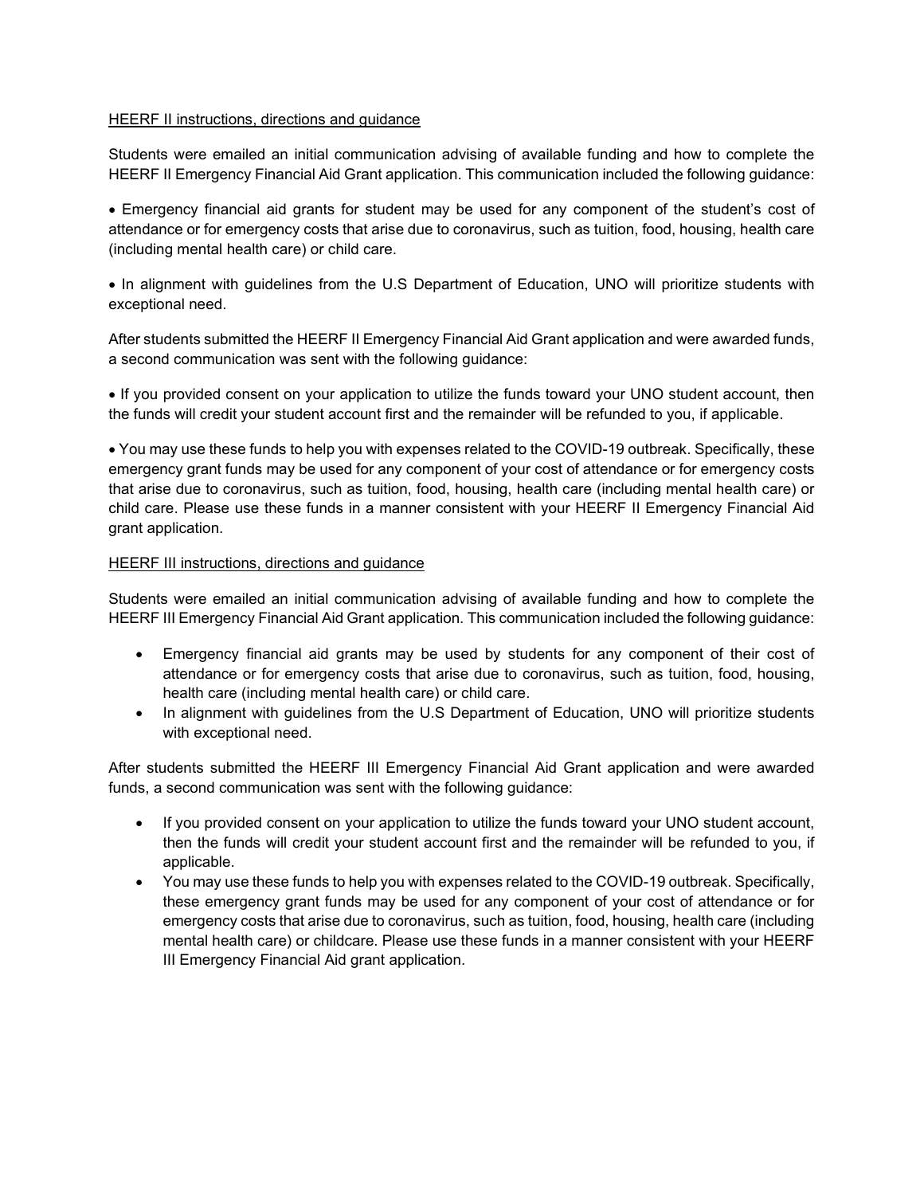HEERF II instructions, directions and guidance

Students were emailed an initial communication advising of available funding and how to complete the HEERF II Emergency Financial Aid Grant application. This communication included the following guidance:

- Emergency financial aid grants for student may be used for any component of the student's cost of attendance or for emergency costs that arise due to coronavirus, such as tuition, food, housing, health care (including mental health care) or child care.

- In alignment with guidelines from the U.S Department of Education, UNO will prioritize students with exceptional need.

After students submitted the HEERF II Emergency Financial Aid Grant application and were awarded funds, a second communication was sent with the following guidance:

- If you provided consent on your application to utilize the funds toward your UNO student account, then the funds will credit your student account first and the remainder will be refunded to you, if applicable.

- You may use these funds to help you with expenses related to the COVID-19 outbreak. Specifically, these emergency grant funds may be used for any component of your cost of attendance or for emergency costs that arise due to coronavirus, such as tuition, food, housing, health care (including mental health care) or child care. Please use these funds in a manner consistent with your HEERF II Emergency Financial Aid grant application.

HEERF III instructions, directions and guidance

Students were emailed an initial communication advising of available funding and how to complete the HEERF III Emergency Financial Aid Grant application. This communication included the following guidance:

- Emergency financial aid grants may be used by students for any component of their cost of attendance or for emergency costs that arise due to coronavirus, such as tuition, food, housing, health care (including mental health care) or child care.
- In alignment with guidelines from the U.S Department of Education, UNO will prioritize students with exceptional need.

After students submitted the HEERF III Emergency Financial Aid Grant application and were awarded funds, a second communication was sent with the following guidance:

- If you provided consent on your application to utilize the funds toward your UNO student account, then the funds will credit your student account first and the remainder will be refunded to you, if applicable.
- You may use these funds to help you with expenses related to the COVID-19 outbreak. Specifically, these emergency grant funds may be used for any component of your cost of attendance or for emergency costs that arise due to coronavirus, such as tuition, food, housing, health care (including mental health care) or childcare. Please use these funds in a manner consistent with your HEERF III Emergency Financial Aid grant application.